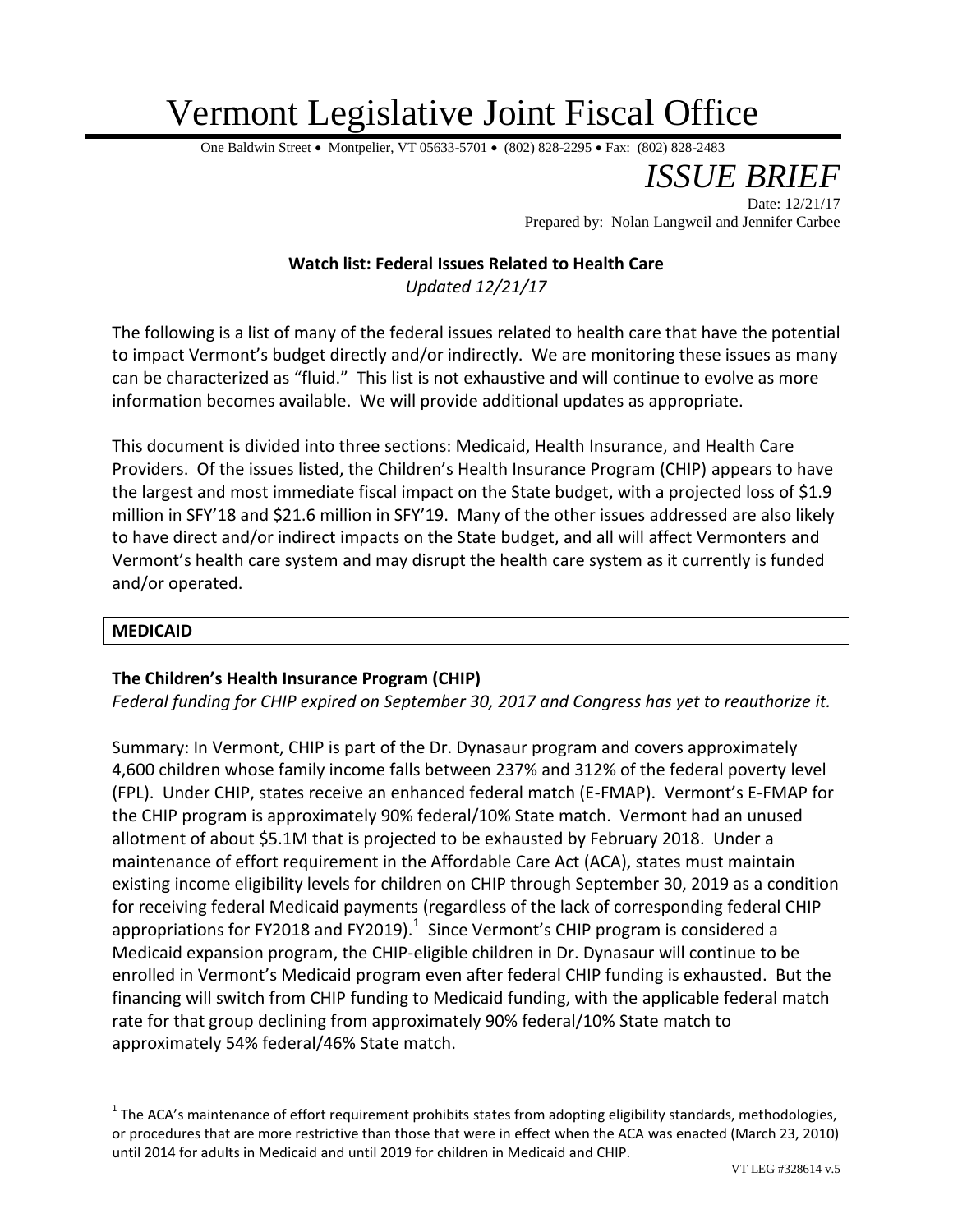# Vermont Legislative Joint Fiscal Office

One Baldwin Street • Montpelier, VT 05633-5701 • (802) 828-2295 • Fax: (802) 828-2483

*ISSUE BRIEF*

Date: 12/21/17

Prepared by: Nolan Langweil and Jennifer Carbee

**Watch list: Federal Issues Related to Health Care**

*Updated 12/21/17*

The following is a list of many of the federal issues related to health care that have the potential to impact Vermont's budget directly and/or indirectly. We are monitoring these issues as many can be characterized as "fluid." This list is not exhaustive and will continue to evolve as more information becomes available. We will provide additional updates as appropriate.

This document is divided into three sections: Medicaid, Health Insurance, and Health Care Providers. Of the issues listed, the Children's Health Insurance Program (CHIP) appears to have the largest and most immediate fiscal impact on the State budget, with a projected loss of $1.9 million in SFY'18 and $21.6 million in SFY'19. Many of the other issues addressed are also likely to have direct and/or indirect impacts on the State budget, and all will affect Vermonters and Vermont's health care system and may disrupt the health care system as it currently is funded and/or operated.

## MEDICAID

### The Children's Health Insurance Program (CHIP)

*Federal funding for CHIP expired on September 30, 2017 and Congress has yet to reauthorize it.*

Summary: In Vermont, CHIP is part of the Dr. Dynasaur program and covers approximately 4,600 children whose family income falls between 237% and 312% of the federal poverty level (FPL). Under CHIP, states receive an enhanced federal match (E-FMAP). Vermont's E-FMAP for the CHIP program is approximately 90% federal/10% State match. Vermont had an unused allotment of about $5.1M that is projected to be exhausted by February 2018. Under a maintenance of effort requirement in the Affordable Care Act (ACA), states must maintain existing income eligibility levels for children on CHIP through September 30, 2019 as a condition for receiving federal Medicaid payments (regardless of the lack of corresponding federal CHIP appropriations for FY2018 and FY2019).[1] Since Vermont's CHIP program is considered a Medicaid expansion program, the CHIP-eligible children in Dr. Dynasaur will continue to be enrolled in Vermont's Medicaid program even after federal CHIP funding is exhausted. But the financing will switch from CHIP funding to Medicaid funding, with the applicable federal match rate for that group declining from approximately 90% federal/10% State match to approximately 54% federal/46% State match.

---

[1] The ACA's maintenance of effort requirement prohibits states from adopting eligibility standards, methodologies, or procedures that are more restrictive than those that were in effect when the ACA was enacted (March 23, 2010) until 2014 for adults in Medicaid and until 2019 for children in Medicaid and CHIP.

VT LEG #328614 v.5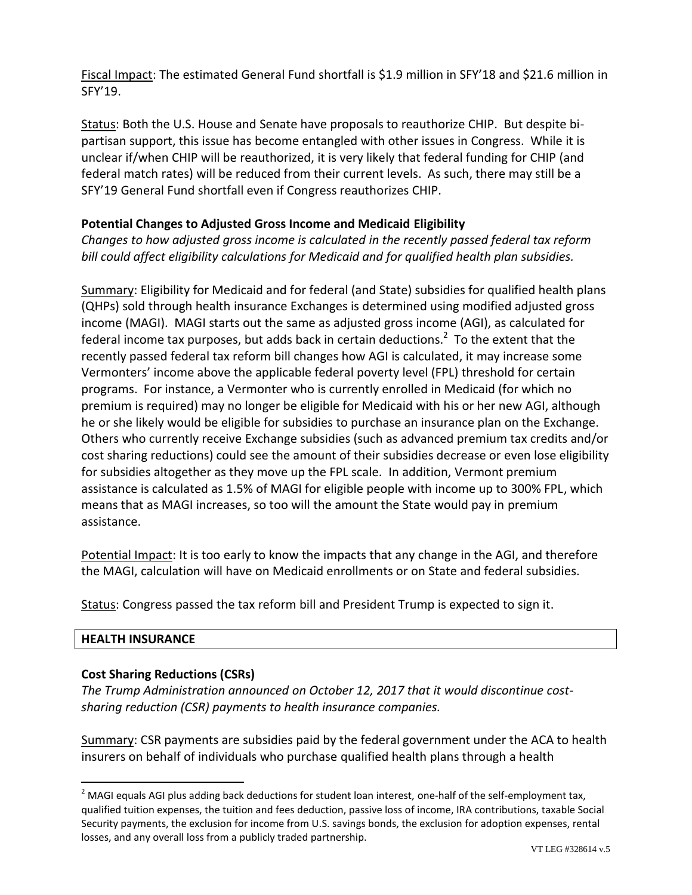Fiscal Impact: The estimated General Fund shortfall is $1.9 million in SFY'18 and $21.6 million in SFY'19.

Status: Both the U.S. House and Senate have proposals to reauthorize CHIP. But despite bi-partisan support, this issue has become entangled with other issues in Congress. While it is unclear if/when CHIP will be reauthorized, it is very likely that federal funding for CHIP (and federal match rates) will be reduced from their current levels. As such, there may still be a SFY'19 General Fund shortfall even if Congress reauthorizes CHIP.

### Potential Changes to Adjusted Gross Income and Medicaid Eligibility

*Changes to how adjusted gross income is calculated in the recently passed federal tax reform bill could affect eligibility calculations for Medicaid and for qualified health plan subsidies.*

Summary: Eligibility for Medicaid and for federal (and State) subsidies for qualified health plans (QHPs) sold through health insurance Exchanges is determined using modified adjusted gross income (MAGI). MAGI starts out the same as adjusted gross income (AGI), as calculated for federal income tax purposes, but adds back in certain deductions.[2] To the extent that the recently passed federal tax reform bill changes how AGI is calculated, it may increase some Vermonters' income above the applicable federal poverty level (FPL) threshold for certain programs. For instance, a Vermonter who is currently enrolled in Medicaid (for which no premium is required) may no longer be eligible for Medicaid with his or her new AGI, although he or she likely would be eligible for subsidies to purchase an insurance plan on the Exchange. Others who currently receive Exchange subsidies (such as advanced premium tax credits and/or cost sharing reductions) could see the amount of their subsidies decrease or even lose eligibility for subsidies altogether as they move up the FPL scale. In addition, Vermont premium assistance is calculated as 1.5% of MAGI for eligible people with income up to 300% FPL, which means that as MAGI increases, so too will the amount the State would pay in premium assistance.

Potential Impact: It is too early to know the impacts that any change in the AGI, and therefore the MAGI, calculation will have on Medicaid enrollments or on State and federal subsidies.

Status: Congress passed the tax reform bill and President Trump is expected to sign it.

## HEALTH INSURANCE

### Cost Sharing Reductions (CSRs)

*The Trump Administration announced on October 12, 2017 that it would discontinue cost-sharing reduction (CSR) payments to health insurance companies.*

Summary: CSR payments are subsidies paid by the federal government under the ACA to health insurers on behalf of individuals who purchase qualified health plans through a health

[2] MAGI equals AGI plus adding back deductions for student loan interest, one-half of the self-employment tax, qualified tuition expenses, the tuition and fees deduction, passive loss of income, IRA contributions, taxable Social Security payments, the exclusion for income from U.S. savings bonds, the exclusion for adoption expenses, rental losses, and any overall loss from a publicly traded partnership.

VT LEG #328614 v.5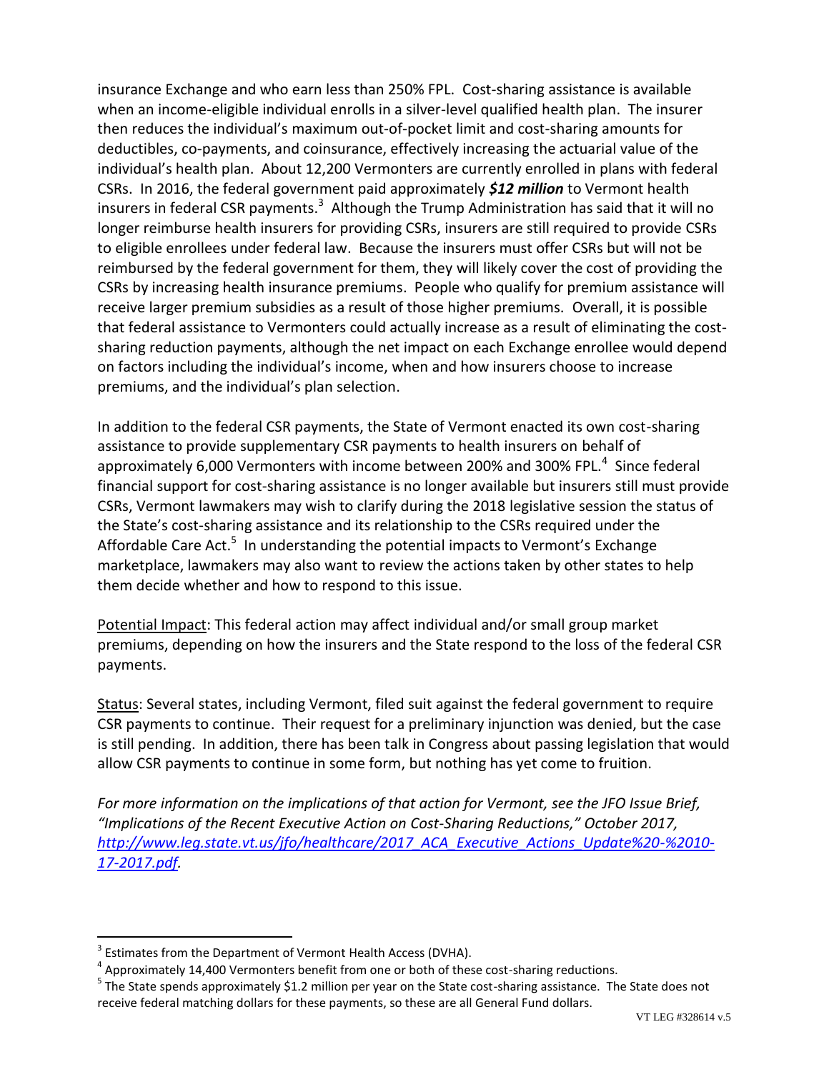insurance Exchange and who earn less than 250% FPL. Cost-sharing assistance is available when an income-eligible individual enrolls in a silver-level qualified health plan. The insurer then reduces the individual's maximum out-of-pocket limit and cost-sharing amounts for deductibles, co-payments, and coinsurance, effectively increasing the actuarial value of the individual's health plan. About 12,200 Vermonters are currently enrolled in plans with federal CSRs. In 2016, the federal government paid approximately ***$12 million*** to Vermont health insurers in federal CSR payments.[3] Although the Trump Administration has said that it will no longer reimburse health insurers for providing CSRs, insurers are still required to provide CSRs to eligible enrollees under federal law. Because the insurers must offer CSRs but will not be reimbursed by the federal government for them, they will likely cover the cost of providing the CSRs by increasing health insurance premiums. People who qualify for premium assistance will receive larger premium subsidies as a result of those higher premiums. Overall, it is possible that federal assistance to Vermonters could actually increase as a result of eliminating the cost-sharing reduction payments, although the net impact on each Exchange enrollee would depend on factors including the individual's income, when and how insurers choose to increase premiums, and the individual's plan selection.

In addition to the federal CSR payments, the State of Vermont enacted its own cost-sharing assistance to provide supplementary CSR payments to health insurers on behalf of approximately 6,000 Vermonters with income between 200% and 300% FPL.[4] Since federal financial support for cost-sharing assistance is no longer available but insurers still must provide CSRs, Vermont lawmakers may wish to clarify during the 2018 legislative session the status of the State's cost-sharing assistance and its relationship to the CSRs required under the Affordable Care Act.[5] In understanding the potential impacts to Vermont's Exchange marketplace, lawmakers may also want to review the actions taken by other states to help them decide whether and how to respond to this issue.

<u>Potential Impact</u>: This federal action may affect individual and/or small group market premiums, depending on how the insurers and the State respond to the loss of the federal CSR payments.

<u>Status</u>: Several states, including Vermont, filed suit against the federal government to require CSR payments to continue. Their request for a preliminary injunction was denied, but the case is still pending. In addition, there has been talk in Congress about passing legislation that would allow CSR payments to continue in some form, but nothing has yet come to fruition.

*For more information on the implications of that action for Vermont, see the JFO Issue Brief, "Implications of the Recent Executive Action on Cost-Sharing Reductions," October 2017, [http://www.leg.state.vt.us/jfo/healthcare/2017_ACA_Executive_Actions_Update%20-%2010-17-2017.pdf](http://www.leg.state.vt.us/jfo/healthcare/2017_ACA_Executive_Actions_Update%20-%2010-17-2017.pdf).*

---

[3] Estimates from the Department of Vermont Health Access (DVHA).

[4] Approximately 14,400 Vermonters benefit from one or both of these cost-sharing reductions.

[5] The State spends approximately $1.2 million per year on the State cost-sharing assistance. The State does not receive federal matching dollars for these payments, so these are all General Fund dollars.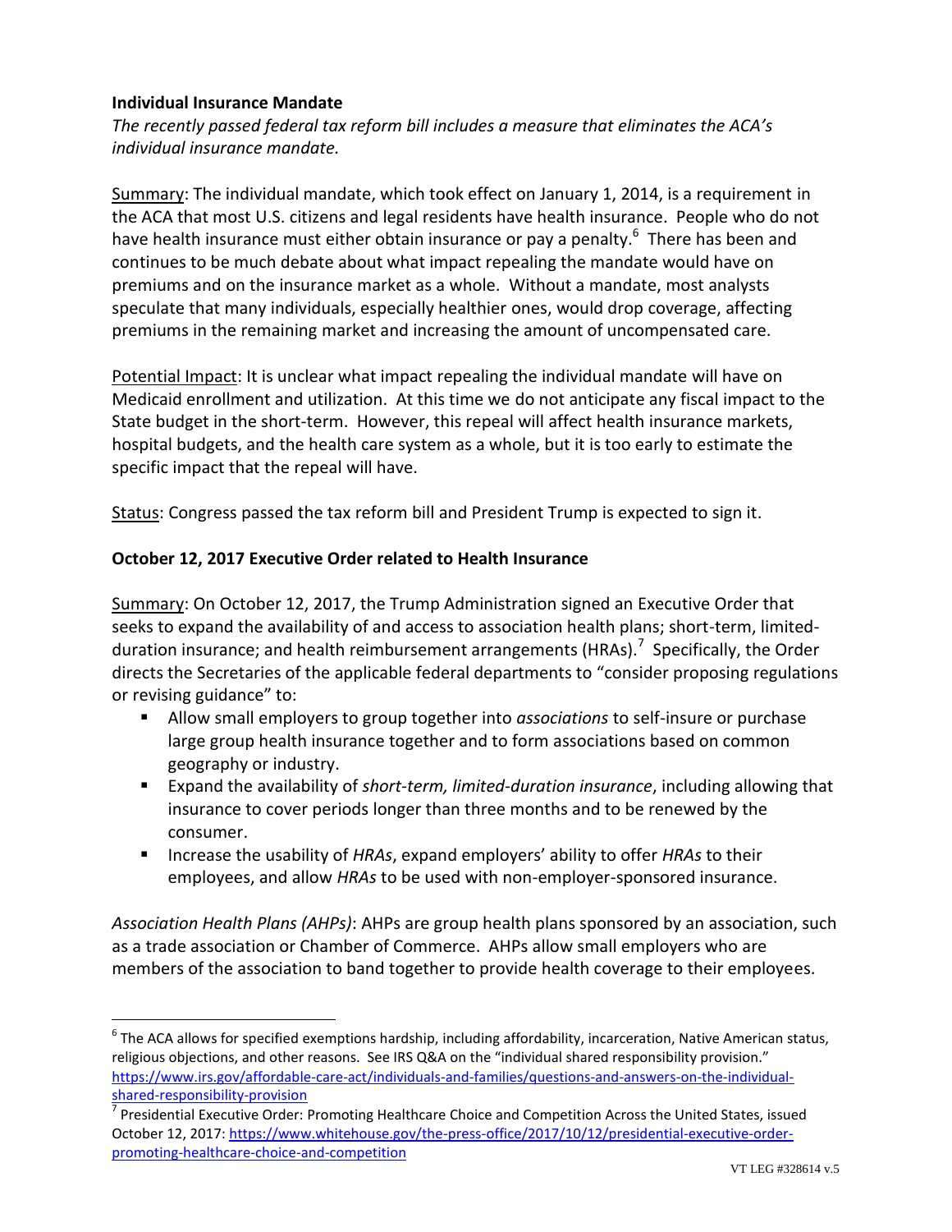**Individual Insurance Mandate**

*The recently passed federal tax reform bill includes a measure that eliminates the ACA's individual insurance mandate.*

Summary: The individual mandate, which took effect on January 1, 2014, is a requirement in the ACA that most U.S. citizens and legal residents have health insurance. People who do not have health insurance must either obtain insurance or pay a penalty.[6] There has been and continues to be much debate about what impact repealing the mandate would have on premiums and on the insurance market as a whole. Without a mandate, most analysts speculate that many individuals, especially healthier ones, would drop coverage, affecting premiums in the remaining market and increasing the amount of uncompensated care.

Potential Impact: It is unclear what impact repealing the individual mandate will have on Medicaid enrollment and utilization. At this time we do not anticipate any fiscal impact to the State budget in the short-term. However, this repeal will affect health insurance markets, hospital budgets, and the health care system as a whole, but it is too early to estimate the specific impact that the repeal will have.

Status: Congress passed the tax reform bill and President Trump is expected to sign it.

**October 12, 2017 Executive Order related to Health Insurance**

Summary: On October 12, 2017, the Trump Administration signed an Executive Order that seeks to expand the availability of and access to association health plans; short-term, limited-duration insurance; and health reimbursement arrangements (HRAs).[7] Specifically, the Order directs the Secretaries of the applicable federal departments to "consider proposing regulations or revising guidance" to:

- Allow small employers to group together into *associations* to self-insure or purchase large group health insurance together and to form associations based on common geography or industry.
- Expand the availability of *short-term, limited-duration insurance*, including allowing that insurance to cover periods longer than three months and to be renewed by the consumer.
- Increase the usability of *HRAs*, expand employers' ability to offer *HRAs* to their employees, and allow *HRAs* to be used with non-employer-sponsored insurance.

*Association Health Plans (AHPs)*: AHPs are group health plans sponsored by an association, such as a trade association or Chamber of Commerce. AHPs allow small employers who are members of the association to band together to provide health coverage to their employees.

---

[6] The ACA allows for specified exemptions hardship, including affordability, incarceration, Native American status, religious objections, and other reasons. See IRS Q&A on the "individual shared responsibility provision." https://www.irs.gov/affordable-care-act/individuals-and-families/questions-and-answers-on-the-individual-shared-responsibility-provision

[7] Presidential Executive Order: Promoting Healthcare Choice and Competition Across the United States, issued October 12, 2017: https://www.whitehouse.gov/the-press-office/2017/10/12/presidential-executive-order-promoting-healthcare-choice-and-competition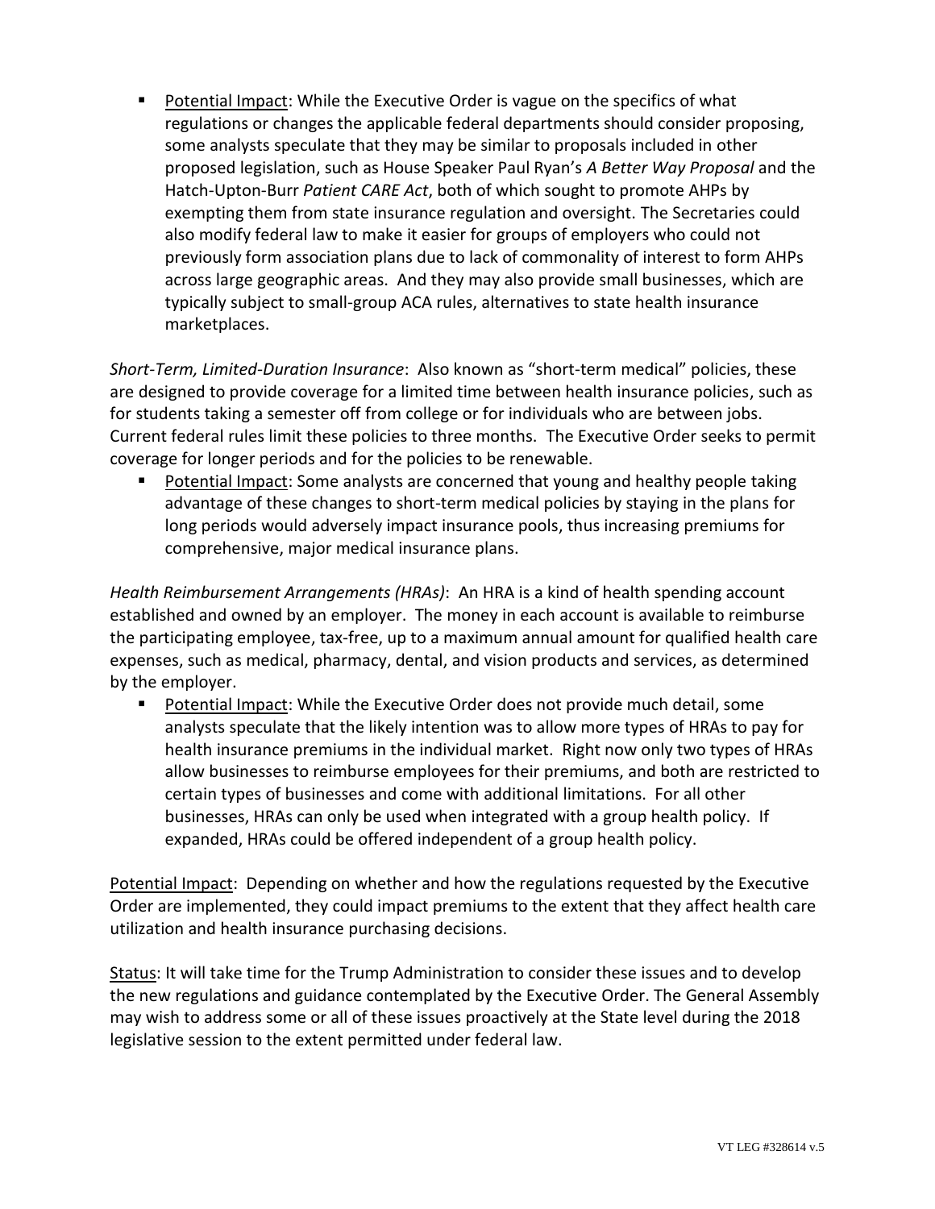- <u>Potential Impact</u>: While the Executive Order is vague on the specifics of what regulations or changes the applicable federal departments should consider proposing, some analysts speculate that they may be similar to proposals included in other proposed legislation, such as House Speaker Paul Ryan's *A Better Way Proposal* and the Hatch-Upton-Burr *Patient CARE Act*, both of which sought to promote AHPs by exempting them from state insurance regulation and oversight. The Secretaries could also modify federal law to make it easier for groups of employers who could not previously form association plans due to lack of commonality of interest to form AHPs across large geographic areas. And they may also provide small businesses, which are typically subject to small-group ACA rules, alternatives to state health insurance marketplaces.

*Short-Term, Limited-Duration Insurance*: Also known as "short-term medical" policies, these are designed to provide coverage for a limited time between health insurance policies, such as for students taking a semester off from college or for individuals who are between jobs. Current federal rules limit these policies to three months. The Executive Order seeks to permit coverage for longer periods and for the policies to be renewable.

- <u>Potential Impact</u>: Some analysts are concerned that young and healthy people taking advantage of these changes to short-term medical policies by staying in the plans for long periods would adversely impact insurance pools, thus increasing premiums for comprehensive, major medical insurance plans.

*Health Reimbursement Arrangements (HRAs)*: An HRA is a kind of health spending account established and owned by an employer. The money in each account is available to reimburse the participating employee, tax-free, up to a maximum annual amount for qualified health care expenses, such as medical, pharmacy, dental, and vision products and services, as determined by the employer.

- <u>Potential Impact</u>: While the Executive Order does not provide much detail, some analysts speculate that the likely intention was to allow more types of HRAs to pay for health insurance premiums in the individual market. Right now only two types of HRAs allow businesses to reimburse employees for their premiums, and both are restricted to certain types of businesses and come with additional limitations. For all other businesses, HRAs can only be used when integrated with a group health policy. If expanded, HRAs could be offered independent of a group health policy.

<u>Potential Impact</u>: Depending on whether and how the regulations requested by the Executive Order are implemented, they could impact premiums to the extent that they affect health care utilization and health insurance purchasing decisions.

<u>Status</u>: It will take time for the Trump Administration to consider these issues and to develop the new regulations and guidance contemplated by the Executive Order. The General Assembly may wish to address some or all of these issues proactively at the State level during the 2018 legislative session to the extent permitted under federal law.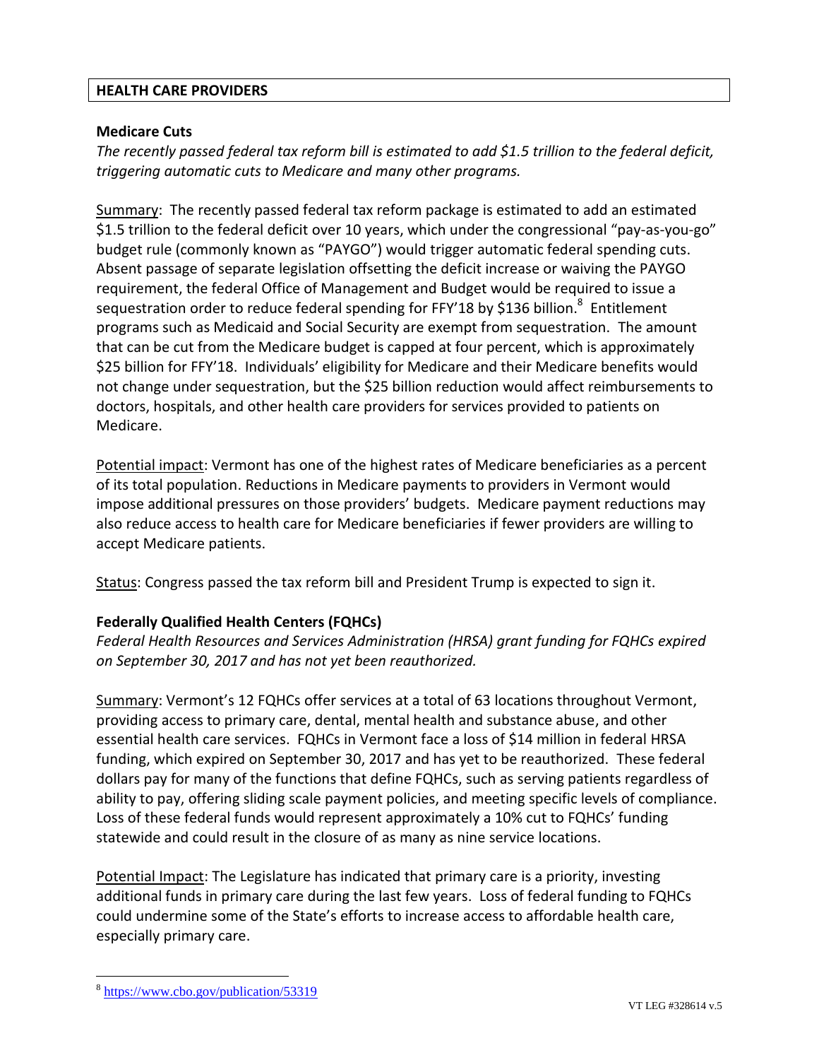## HEALTH CARE PROVIDERS

### Medicare Cuts

*The recently passed federal tax reform bill is estimated to add $1.5 trillion to the federal deficit, triggering automatic cuts to Medicare and many other programs.*

Summary: The recently passed federal tax reform package is estimated to add an estimated $1.5 trillion to the federal deficit over 10 years, which under the congressional "pay-as-you-go" budget rule (commonly known as "PAYGO") would trigger automatic federal spending cuts. Absent passage of separate legislation offsetting the deficit increase or waiving the PAYGO requirement, the federal Office of Management and Budget would be required to issue a sequestration order to reduce federal spending for FFY'18 by $136 billion.[8] Entitlement programs such as Medicaid and Social Security are exempt from sequestration. The amount that can be cut from the Medicare budget is capped at four percent, which is approximately $25 billion for FFY'18. Individuals' eligibility for Medicare and their Medicare benefits would not change under sequestration, but the $25 billion reduction would affect reimbursements to doctors, hospitals, and other health care providers for services provided to patients on Medicare.

Potential impact: Vermont has one of the highest rates of Medicare beneficiaries as a percent of its total population. Reductions in Medicare payments to providers in Vermont would impose additional pressures on those providers' budgets. Medicare payment reductions may also reduce access to health care for Medicare beneficiaries if fewer providers are willing to accept Medicare patients.

Status: Congress passed the tax reform bill and President Trump is expected to sign it.

### Federally Qualified Health Centers (FQHCs)

*Federal Health Resources and Services Administration (HRSA) grant funding for FQHCs expired on September 30, 2017 and has not yet been reauthorized.*

Summary: Vermont's 12 FQHCs offer services at a total of 63 locations throughout Vermont, providing access to primary care, dental, mental health and substance abuse, and other essential health care services. FQHCs in Vermont face a loss of $14 million in federal HRSA funding, which expired on September 30, 2017 and has yet to be reauthorized. These federal dollars pay for many of the functions that define FQHCs, such as serving patients regardless of ability to pay, offering sliding scale payment policies, and meeting specific levels of compliance. Loss of these federal funds would represent approximately a 10% cut to FQHCs' funding statewide and could result in the closure of as many as nine service locations.

Potential Impact: The Legislature has indicated that primary care is a priority, investing additional funds in primary care during the last few years. Loss of federal funding to FQHCs could undermine some of the State's efforts to increase access to affordable health care, especially primary care.

---

[8] https://www.cbo.gov/publication/53319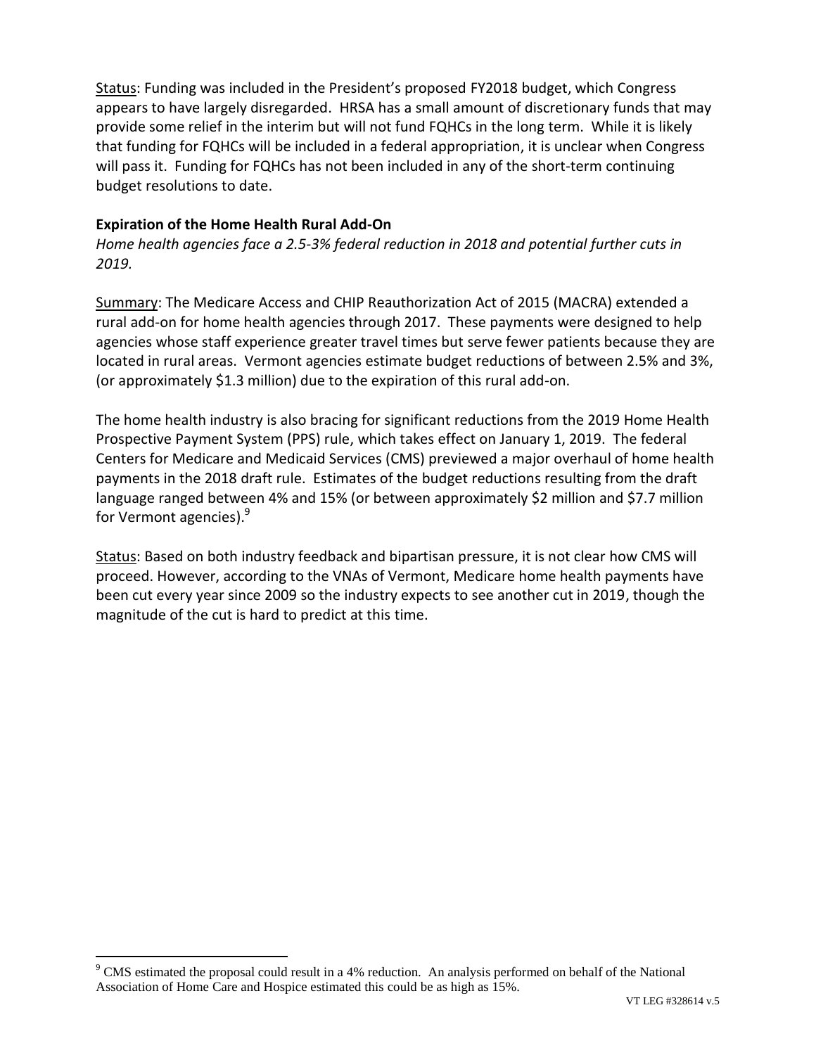Status: Funding was included in the President's proposed FY2018 budget, which Congress appears to have largely disregarded. HRSA has a small amount of discretionary funds that may provide some relief in the interim but will not fund FQHCs in the long term. While it is likely that funding for FQHCs will be included in a federal appropriation, it is unclear when Congress will pass it. Funding for FQHCs has not been included in any of the short-term continuing budget resolutions to date.

**Expiration of the Home Health Rural Add-On**

*Home health agencies face a 2.5-3% federal reduction in 2018 and potential further cuts in 2019.*

Summary: The Medicare Access and CHIP Reauthorization Act of 2015 (MACRA) extended a rural add-on for home health agencies through 2017. These payments were designed to help agencies whose staff experience greater travel times but serve fewer patients because they are located in rural areas. Vermont agencies estimate budget reductions of between 2.5% and 3%, (or approximately $1.3 million) due to the expiration of this rural add-on.

The home health industry is also bracing for significant reductions from the 2019 Home Health Prospective Payment System (PPS) rule, which takes effect on January 1, 2019. The federal Centers for Medicare and Medicaid Services (CMS) previewed a major overhaul of home health payments in the 2018 draft rule. Estimates of the budget reductions resulting from the draft language ranged between 4% and 15% (or between approximately $2 million and $7.7 million for Vermont agencies).[9]

Status: Based on both industry feedback and bipartisan pressure, it is not clear how CMS will proceed. However, according to the VNAs of Vermont, Medicare home health payments have been cut every year since 2009 so the industry expects to see another cut in 2019, though the magnitude of the cut is hard to predict at this time.

[9] CMS estimated the proposal could result in a 4% reduction. An analysis performed on behalf of the National Association of Home Care and Hospice estimated this could be as high as 15%.

VT LEG #328614 v.5